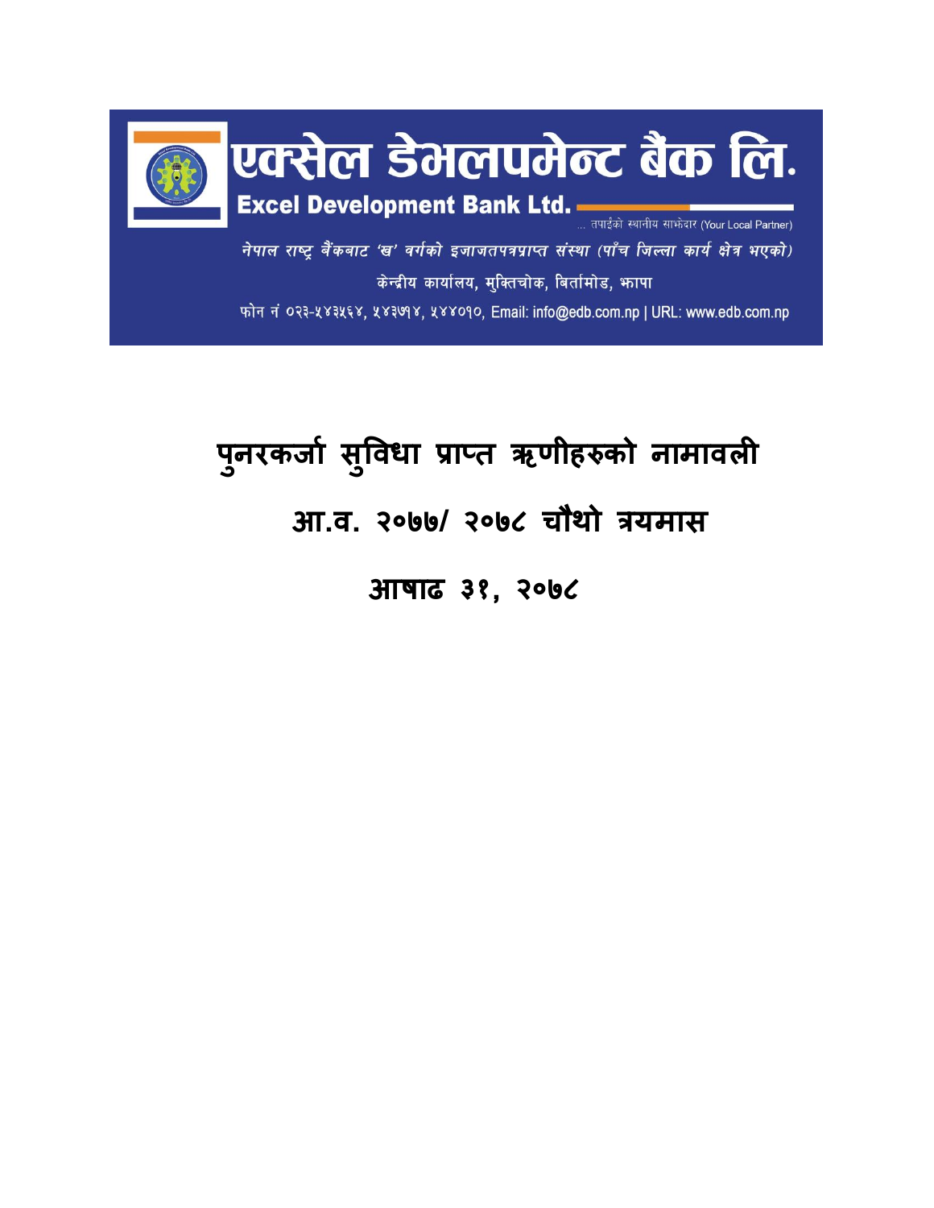# एक्सेल डेभलपमेन्ट बैंक लि.

**Excel Development Bank Ltd.**

... तपाईंको स्थानीय साझेदार (Your Local Partner)

*नेपाल राष्ट्र बैंकबाट 'ख' वर्गको इजाजतपत्रप्राप्त संस्था (पाँच जिल्ला कार्य क्षेत्र भएको)*

केन्द्रीय कार्यालय, मुक्तिचोक, बिर्तामोड, झापा

फोन नं ०२३-५४३५६४, ५४३७१४, ५४४०१०, Email: info@edb.com.np | URL: www.edb.com.np

## पुनरकर्जा सुविधा प्राप्त ऋणीहरुको नामावली

## आ.व. २०७७/ २०७८ चौथो त्रयमास

## आषाढ ३१, २०७८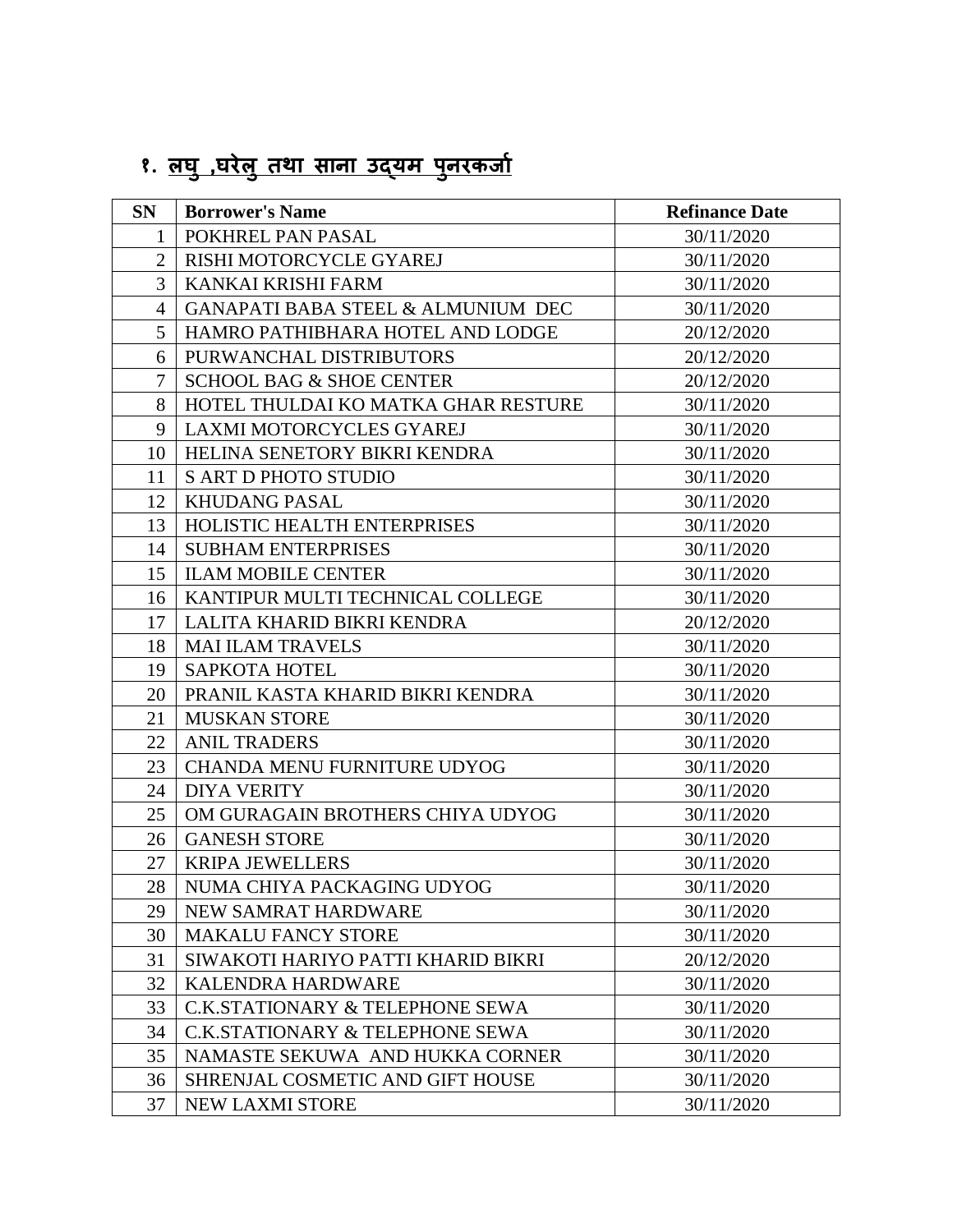## १. लघु ,घरेलु तथा साना उद्यम पुनरकर्जा

| SN | Borrower's Name | Refinance Date |
|---|---|---|
| 1 | POKHREL PAN PASAL | 30/11/2020 |
| 2 | RISHI MOTORCYCLE GYAREJ | 30/11/2020 |
| 3 | KANKAI KRISHI FARM | 30/11/2020 |
| 4 | GANAPATI BABA STEEL & ALMUNIUM DEC | 30/11/2020 |
| 5 | HAMRO PATHIBHARA HOTEL AND LODGE | 20/12/2020 |
| 6 | PURWANCHAL DISTRIBUTORS | 20/12/2020 |
| 7 | SCHOOL BAG & SHOE CENTER | 20/12/2020 |
| 8 | HOTEL THULDAI KO MATKA GHAR RESTURE | 30/11/2020 |
| 9 | LAXMI MOTORCYCLES GYAREJ | 30/11/2020 |
| 10 | HELINA SENETORY BIKRI KENDRA | 30/11/2020 |
| 11 | S ART D PHOTO STUDIO | 30/11/2020 |
| 12 | KHUDANG PASAL | 30/11/2020 |
| 13 | HOLISTIC HEALTH ENTERPRISES | 30/11/2020 |
| 14 | SUBHAM ENTERPRISES | 30/11/2020 |
| 15 | ILAM MOBILE CENTER | 30/11/2020 |
| 16 | KANTIPUR MULTI TECHNICAL COLLEGE | 30/11/2020 |
| 17 | LALITA KHARID BIKRI KENDRA | 20/12/2020 |
| 18 | MAI ILAM TRAVELS | 30/11/2020 |
| 19 | SAPKOTA HOTEL | 30/11/2020 |
| 20 | PRANIL KASTA KHARID BIKRI KENDRA | 30/11/2020 |
| 21 | MUSKAN STORE | 30/11/2020 |
| 22 | ANIL TRADERS | 30/11/2020 |
| 23 | CHANDA MENU FURNITURE UDYOG | 30/11/2020 |
| 24 | DIYA VERITY | 30/11/2020 |
| 25 | OM GURAGAIN BROTHERS CHIYA UDYOG | 30/11/2020 |
| 26 | GANESH STORE | 30/11/2020 |
| 27 | KRIPA JEWELLERS | 30/11/2020 |
| 28 | NUMA CHIYA PACKAGING UDYOG | 30/11/2020 |
| 29 | NEW SAMRAT HARDWARE | 30/11/2020 |
| 30 | MAKALU FANCY STORE | 30/11/2020 |
| 31 | SIWAKOTI HARIYO PATTI KHARID BIKRI | 20/12/2020 |
| 32 | KALENDRA HARDWARE | 30/11/2020 |
| 33 | C.K.STATIONARY & TELEPHONE SEWA | 30/11/2020 |
| 34 | C.K.STATIONARY & TELEPHONE SEWA | 30/11/2020 |
| 35 | NAMASTE SEKUWA AND HUKKA CORNER | 30/11/2020 |
| 36 | SHRENJAL COSMETIC AND GIFT HOUSE | 30/11/2020 |
| 37 | NEW LAXMI STORE | 30/11/2020 |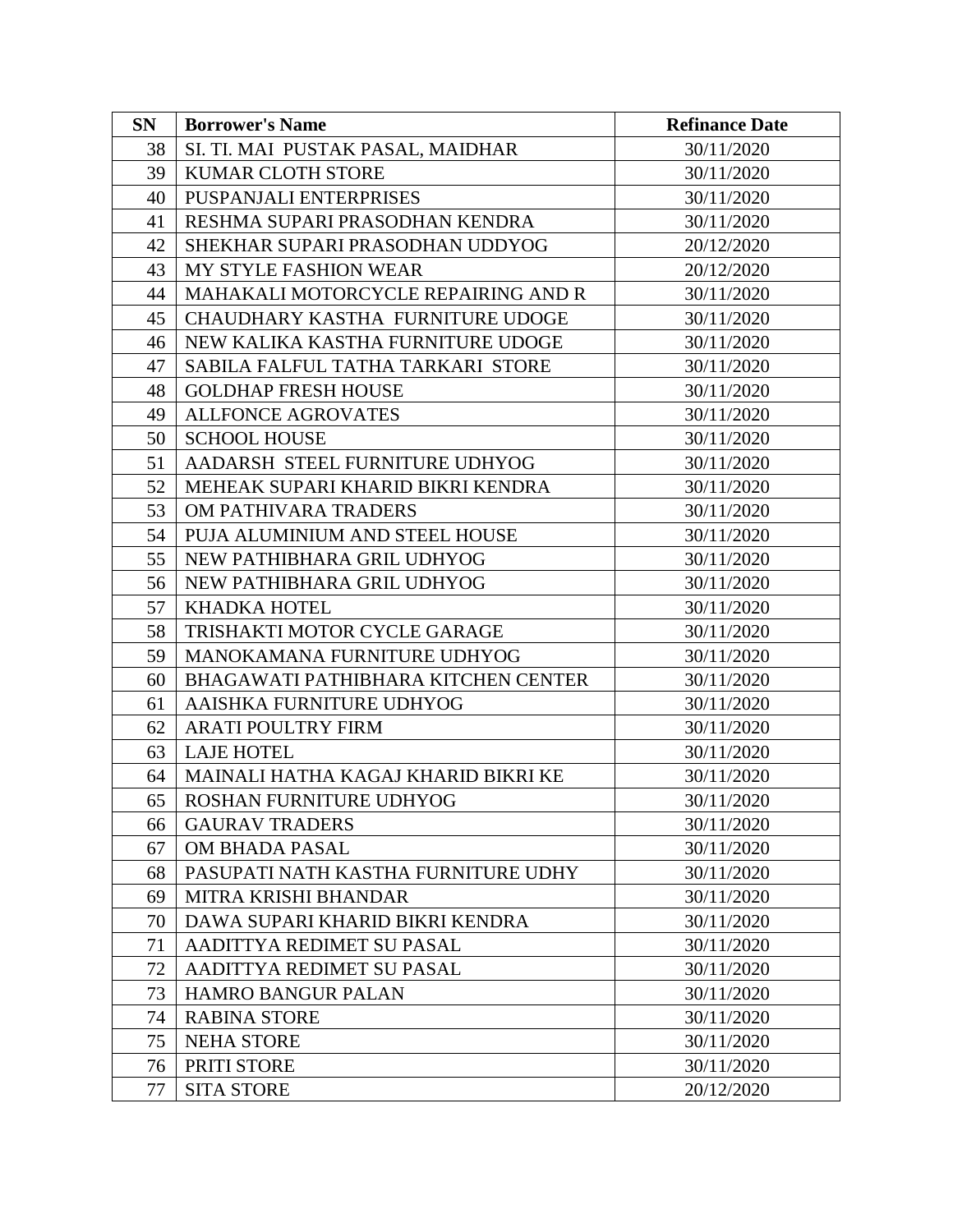| SN | Borrower's Name | Refinance Date |
|---|---|---|
| 38 | SI. TI. MAI PUSTAK PASAL, MAIDHAR | 30/11/2020 |
| 39 | KUMAR CLOTH STORE | 30/11/2020 |
| 40 | PUSPANJALI ENTERPRISES | 30/11/2020 |
| 41 | RESHMA SUPARI PRASODHAN KENDRA | 30/11/2020 |
| 42 | SHEKHAR SUPARI PRASODHAN UDDYOG | 20/12/2020 |
| 43 | MY STYLE FASHION WEAR | 20/12/2020 |
| 44 | MAHAKALI MOTORCYCLE REPAIRING AND R | 30/11/2020 |
| 45 | CHAUDHARY KASTHA FURNITURE UDOGE | 30/11/2020 |
| 46 | NEW KALIKA KASTHA FURNITURE UDOGE | 30/11/2020 |
| 47 | SABILA FALFUL TATHA TARKARI STORE | 30/11/2020 |
| 48 | GOLDHAP FRESH HOUSE | 30/11/2020 |
| 49 | ALLFONCE AGROVATES | 30/11/2020 |
| 50 | SCHOOL HOUSE | 30/11/2020 |
| 51 | AADARSH STEEL FURNITURE UDHYOG | 30/11/2020 |
| 52 | MEHEAK SUPARI KHARID BIKRI KENDRA | 30/11/2020 |
| 53 | OM PATHIVARA TRADERS | 30/11/2020 |
| 54 | PUJA ALUMINIUM AND STEEL HOUSE | 30/11/2020 |
| 55 | NEW PATHIBHARA GRIL UDHYOG | 30/11/2020 |
| 56 | NEW PATHIBHARA GRIL UDHYOG | 30/11/2020 |
| 57 | KHADKA HOTEL | 30/11/2020 |
| 58 | TRISHAKTI MOTOR CYCLE GARAGE | 30/11/2020 |
| 59 | MANOKAMANA FURNITURE UDHYOG | 30/11/2020 |
| 60 | BHAGAWATI PATHIBHARA KITCHEN CENTER | 30/11/2020 |
| 61 | AAISHKA FURNITURE UDHYOG | 30/11/2020 |
| 62 | ARATI POULTRY FIRM | 30/11/2020 |
| 63 | LAJE HOTEL | 30/11/2020 |
| 64 | MAINALI HATHA KAGAJ KHARID BIKRI KE | 30/11/2020 |
| 65 | ROSHAN FURNITURE UDHYOG | 30/11/2020 |
| 66 | GAURAV TRADERS | 30/11/2020 |
| 67 | OM BHADA PASAL | 30/11/2020 |
| 68 | PASUPATI NATH KASTHA FURNITURE UDHY | 30/11/2020 |
| 69 | MITRA KRISHI BHANDAR | 30/11/2020 |
| 70 | DAWA SUPARI KHARID BIKRI KENDRA | 30/11/2020 |
| 71 | AADITTYA REDIMET SU PASAL | 30/11/2020 |
| 72 | AADITTYA REDIMET SU PASAL | 30/11/2020 |
| 73 | HAMRO BANGUR PALAN | 30/11/2020 |
| 74 | RABINA STORE | 30/11/2020 |
| 75 | NEHA STORE | 30/11/2020 |
| 76 | PRITI STORE | 30/11/2020 |
| 77 | SITA STORE | 20/12/2020 |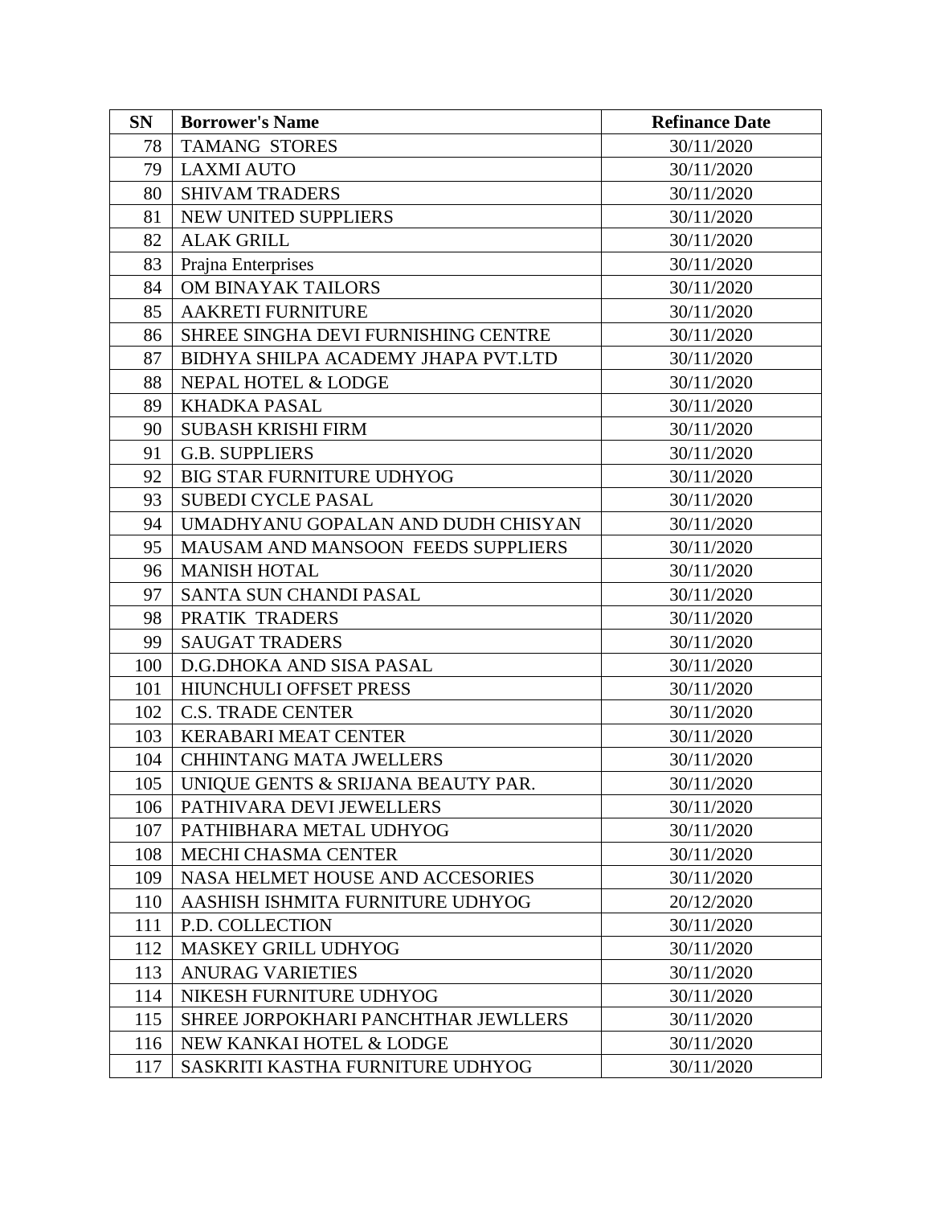| SN | Borrower's Name | Refinance Date |
|---|---|---|
| 78 | TAMANG  STORES | 30/11/2020 |
| 79 | LAXMI AUTO | 30/11/2020 |
| 80 | SHIVAM TRADERS | 30/11/2020 |
| 81 | NEW UNITED SUPPLIERS | 30/11/2020 |
| 82 | ALAK GRILL | 30/11/2020 |
| 83 | Prajna Enterprises | 30/11/2020 |
| 84 | OM BINAYAK TAILORS | 30/11/2020 |
| 85 | AAKRETI FURNITURE | 30/11/2020 |
| 86 | SHREE SINGHA DEVI FURNISHING CENTRE | 30/11/2020 |
| 87 | BIDHYA SHILPA ACADEMY JHAPA PVT.LTD | 30/11/2020 |
| 88 | NEPAL HOTEL & LODGE | 30/11/2020 |
| 89 | KHADKA PASAL | 30/11/2020 |
| 90 | SUBASH KRISHI FIRM | 30/11/2020 |
| 91 | G.B. SUPPLIERS | 30/11/2020 |
| 92 | BIG STAR FURNITURE UDHYOG | 30/11/2020 |
| 93 | SUBEDI CYCLE PASAL | 30/11/2020 |
| 94 | UMADHYANU GOPALAN AND DUDH CHISYAN | 30/11/2020 |
| 95 | MAUSAM AND MANSOON  FEEDS SUPPLIERS | 30/11/2020 |
| 96 | MANISH HOTAL | 30/11/2020 |
| 97 | SANTA SUN CHANDI PASAL | 30/11/2020 |
| 98 | PRATIK  TRADERS | 30/11/2020 |
| 99 | SAUGAT TRADERS | 30/11/2020 |
| 100 | D.G.DHOKA AND SISA PASAL | 30/11/2020 |
| 101 | HIUNCHULI OFFSET PRESS | 30/11/2020 |
| 102 | C.S. TRADE CENTER | 30/11/2020 |
| 103 | KERABARI MEAT CENTER | 30/11/2020 |
| 104 | CHHINTANG MATA JWELLERS | 30/11/2020 |
| 105 | UNIQUE GENTS & SRIJANA BEAUTY PAR. | 30/11/2020 |
| 106 | PATHIVARA DEVI JEWELLERS | 30/11/2020 |
| 107 | PATHIBHARA METAL UDHYOG | 30/11/2020 |
| 108 | MECHI CHASMA CENTER | 30/11/2020 |
| 109 | NASA HELMET HOUSE AND ACCESORIES | 30/11/2020 |
| 110 | AASHISH ISHMITA FURNITURE UDHYOG | 20/12/2020 |
| 111 | P.D. COLLECTION | 30/11/2020 |
| 112 | MASKEY GRILL UDHYOG | 30/11/2020 |
| 113 | ANURAG VARIETIES | 30/11/2020 |
| 114 | NIKESH FURNITURE UDHYOG | 30/11/2020 |
| 115 | SHREE JORPOKHARI PANCHTHAR JEWLLERS | 30/11/2020 |
| 116 | NEW KANKAI HOTEL & LODGE | 30/11/2020 |
| 117 | SASKRITI KASTHA FURNITURE UDHYOG | 30/11/2020 |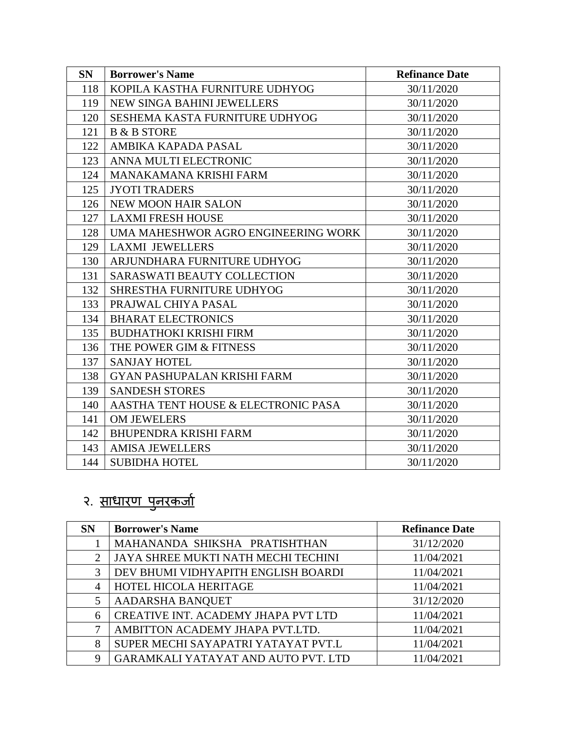| SN | Borrower's Name | Refinance Date |
|---|---|---|
| 118 | KOPILA KASTHA FURNITURE UDHYOG | 30/11/2020 |
| 119 | NEW SINGA BAHINI JEWELLERS | 30/11/2020 |
| 120 | SESHEMA KASTA FURNITURE UDHYOG | 30/11/2020 |
| 121 | B & B STORE | 30/11/2020 |
| 122 | AMBIKA KAPADA PASAL | 30/11/2020 |
| 123 | ANNA MULTI ELECTRONIC | 30/11/2020 |
| 124 | MANAKAMANA KRISHI FARM | 30/11/2020 |
| 125 | JYOTI TRADERS | 30/11/2020 |
| 126 | NEW MOON HAIR SALON | 30/11/2020 |
| 127 | LAXMI FRESH HOUSE | 30/11/2020 |
| 128 | UMA MAHESHWOR AGRO ENGINEERING WORK | 30/11/2020 |
| 129 | LAXMI JEWELLERS | 30/11/2020 |
| 130 | ARJUNDHARA FURNITURE UDHYOG | 30/11/2020 |
| 131 | SARASWATI BEAUTY COLLECTION | 30/11/2020 |
| 132 | SHRESTHA FURNITURE UDHYOG | 30/11/2020 |
| 133 | PRAJWAL CHIYA PASAL | 30/11/2020 |
| 134 | BHARAT ELECTRONICS | 30/11/2020 |
| 135 | BUDHATHOKI KRISHI FIRM | 30/11/2020 |
| 136 | THE POWER GIM & FITNESS | 30/11/2020 |
| 137 | SANJAY HOTEL | 30/11/2020 |
| 138 | GYAN PASHUPALAN KRISHI FARM | 30/11/2020 |
| 139 | SANDESH STORES | 30/11/2020 |
| 140 | AASTHA TENT HOUSE & ELECTRONIC PASA | 30/11/2020 |
| 141 | OM JEWELERS | 30/11/2020 |
| 142 | BHUPENDRA KRISHI FARM | 30/11/2020 |
| 143 | AMISA JEWELLERS | 30/11/2020 |
| 144 | SUBIDHA HOTEL | 30/11/2020 |

## २. साधारण पुनरकर्जा

| SN | Borrower's Name | Refinance Date |
|---|---|---|
| 1 | MAHANANDA SHIKSHA PRATISHTHAN | 31/12/2020 |
| 2 | JAYA SHREE MUKTI NATH MECHI TECHINI | 11/04/2021 |
| 3 | DEV BHUMI VIDHYAPITH ENGLISH BOARDI | 11/04/2021 |
| 4 | HOTEL HICOLA HERITAGE | 11/04/2021 |
| 5 | AADARSHA BANQUET | 31/12/2020 |
| 6 | CREATIVE INT. ACADEMY JHAPA PVT LTD | 11/04/2021 |
| 7 | AMBITTON ACADEMY JHAPA PVT.LTD. | 11/04/2021 |
| 8 | SUPER MECHI SAYAPATRI YATAYAT PVT.L | 11/04/2021 |
| 9 | GARAMKALI YATAYAT AND AUTO PVT. LTD | 11/04/2021 |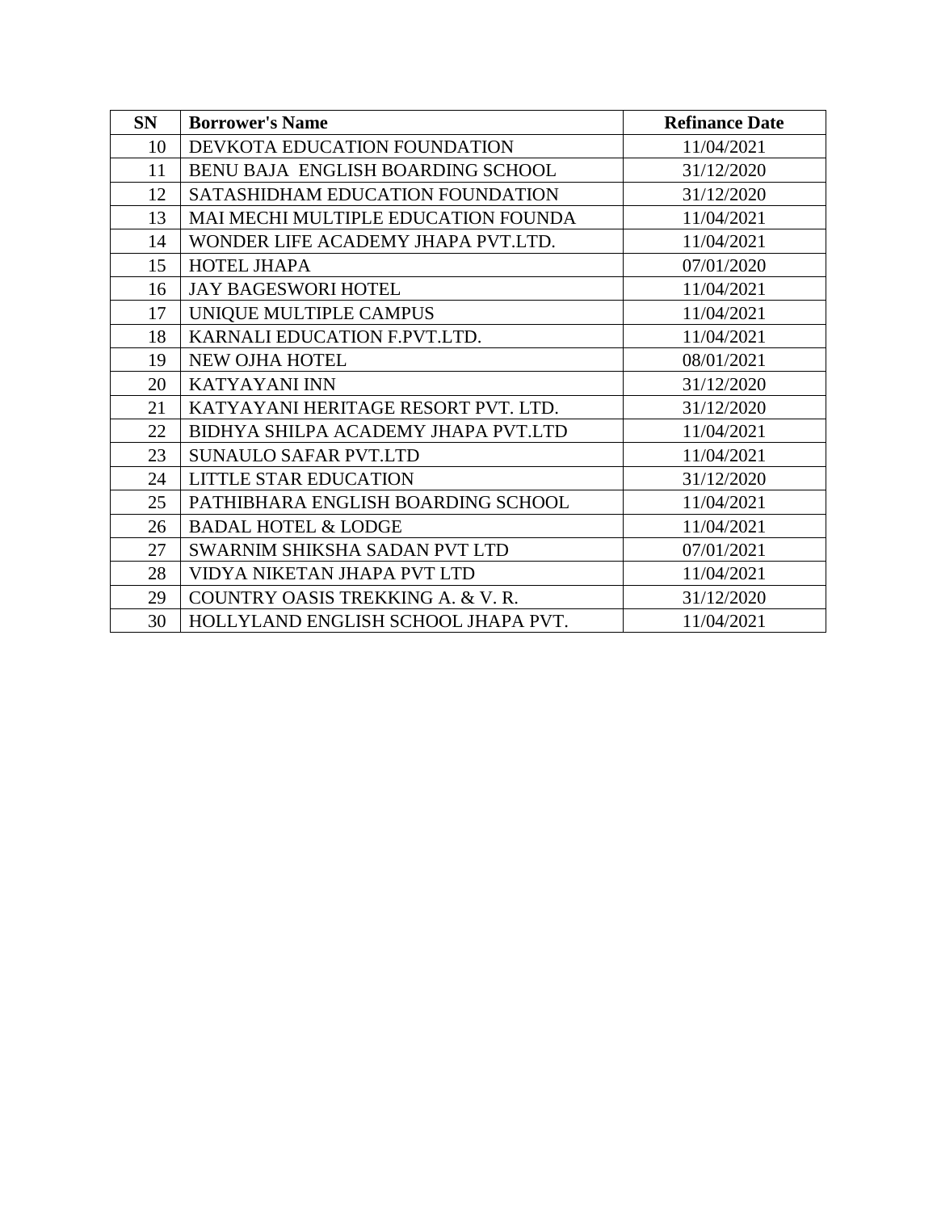| SN | Borrower's Name | Refinance Date |
|---|---|---|
| 10 | DEVKOTA EDUCATION FOUNDATION | 11/04/2021 |
| 11 | BENU BAJA ENGLISH BOARDING SCHOOL | 31/12/2020 |
| 12 | SATASHIDHAM EDUCATION FOUNDATION | 31/12/2020 |
| 13 | MAI MECHI MULTIPLE EDUCATION FOUNDA | 11/04/2021 |
| 14 | WONDER LIFE ACADEMY JHAPA PVT.LTD. | 11/04/2021 |
| 15 | HOTEL JHAPA | 07/01/2020 |
| 16 | JAY BAGESWORI HOTEL | 11/04/2021 |
| 17 | UNIQUE MULTIPLE CAMPUS | 11/04/2021 |
| 18 | KARNALI EDUCATION F.PVT.LTD. | 11/04/2021 |
| 19 | NEW OJHA HOTEL | 08/01/2021 |
| 20 | KATYAYANI INN | 31/12/2020 |
| 21 | KATYAYANI HERITAGE RESORT PVT. LTD. | 31/12/2020 |
| 22 | BIDHYA SHILPA ACADEMY JHAPA PVT.LTD | 11/04/2021 |
| 23 | SUNAULO SAFAR PVT.LTD | 11/04/2021 |
| 24 | LITTLE STAR EDUCATION | 31/12/2020 |
| 25 | PATHIBHARA ENGLISH BOARDING SCHOOL | 11/04/2021 |
| 26 | BADAL HOTEL & LODGE | 11/04/2021 |
| 27 | SWARNIM SHIKSHA SADAN PVT LTD | 07/01/2021 |
| 28 | VIDYA NIKETAN JHAPA PVT LTD | 11/04/2021 |
| 29 | COUNTRY OASIS TREKKING A. & V. R. | 31/12/2020 |
| 30 | HOLLYLAND ENGLISH SCHOOL JHAPA PVT. | 11/04/2021 |